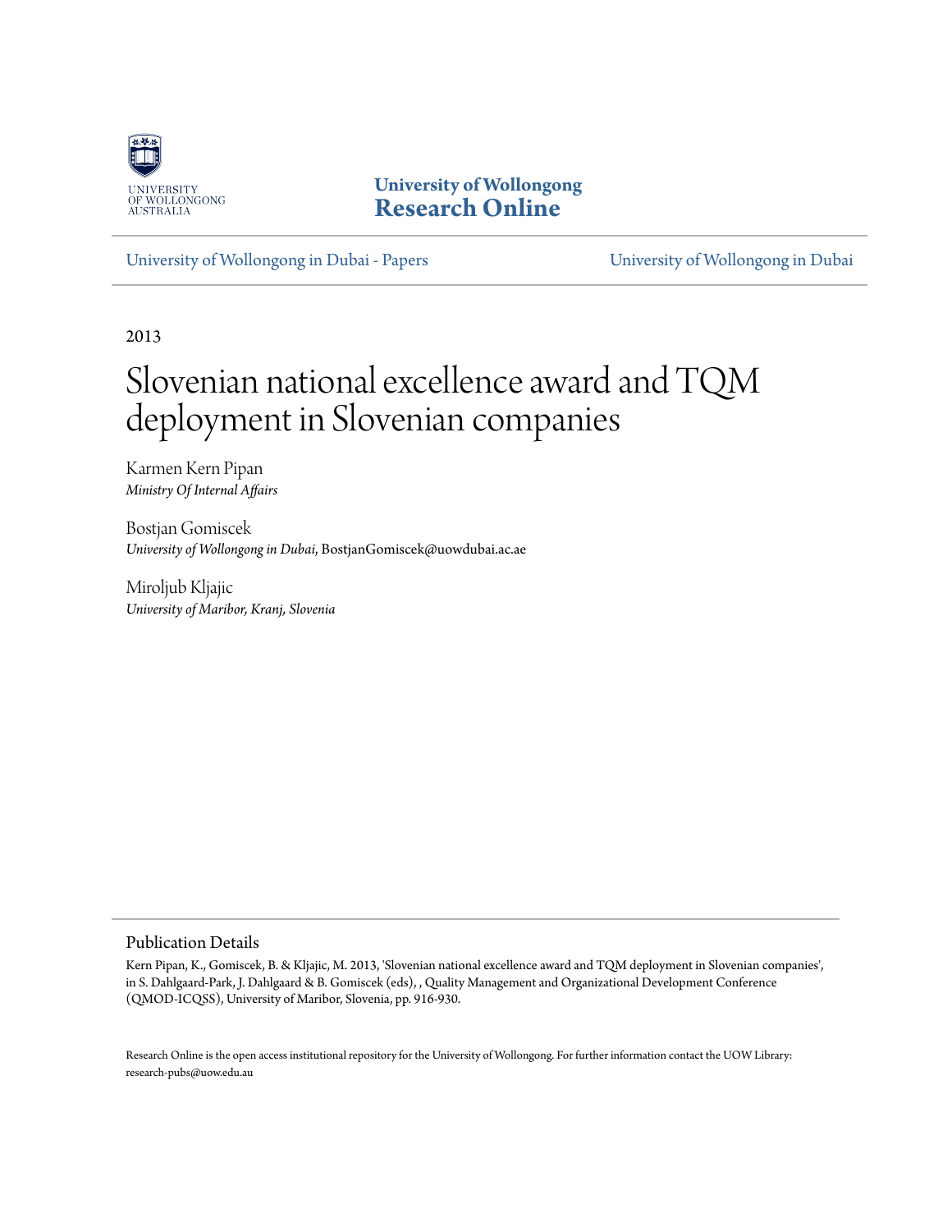University of Wollongong
Research Online

University of Wollongong in Dubai - Papers | University of Wollongong in Dubai

2013

# Slovenian national excellence award and TQM deployment in Slovenian companies

Karmen Kern Pipan
*Ministry Of Internal Affairs*

Bostjan Gomiscek
*University of Wollongong in Dubai*, BostjanGomiscek@uowdubai.ac.ae

Miroljub Kljajic
*University of Maribor, Kranj, Slovenia*

## Publication Details

Kern Pipan, K., Gomiscek, B. & Kljajic, M. 2013, 'Slovenian national excellence award and TQM deployment in Slovenian companies', in S. Dahlgaard-Park, J. Dahlgaard & B. Gomiscek (eds), , Quality Management and Organizational Development Conference (QMOD-ICQSS), University of Maribor, Slovenia, pp. 916-930.

Research Online is the open access institutional repository for the University of Wollongong. For further information contact the UOW Library: research-pubs@uow.edu.au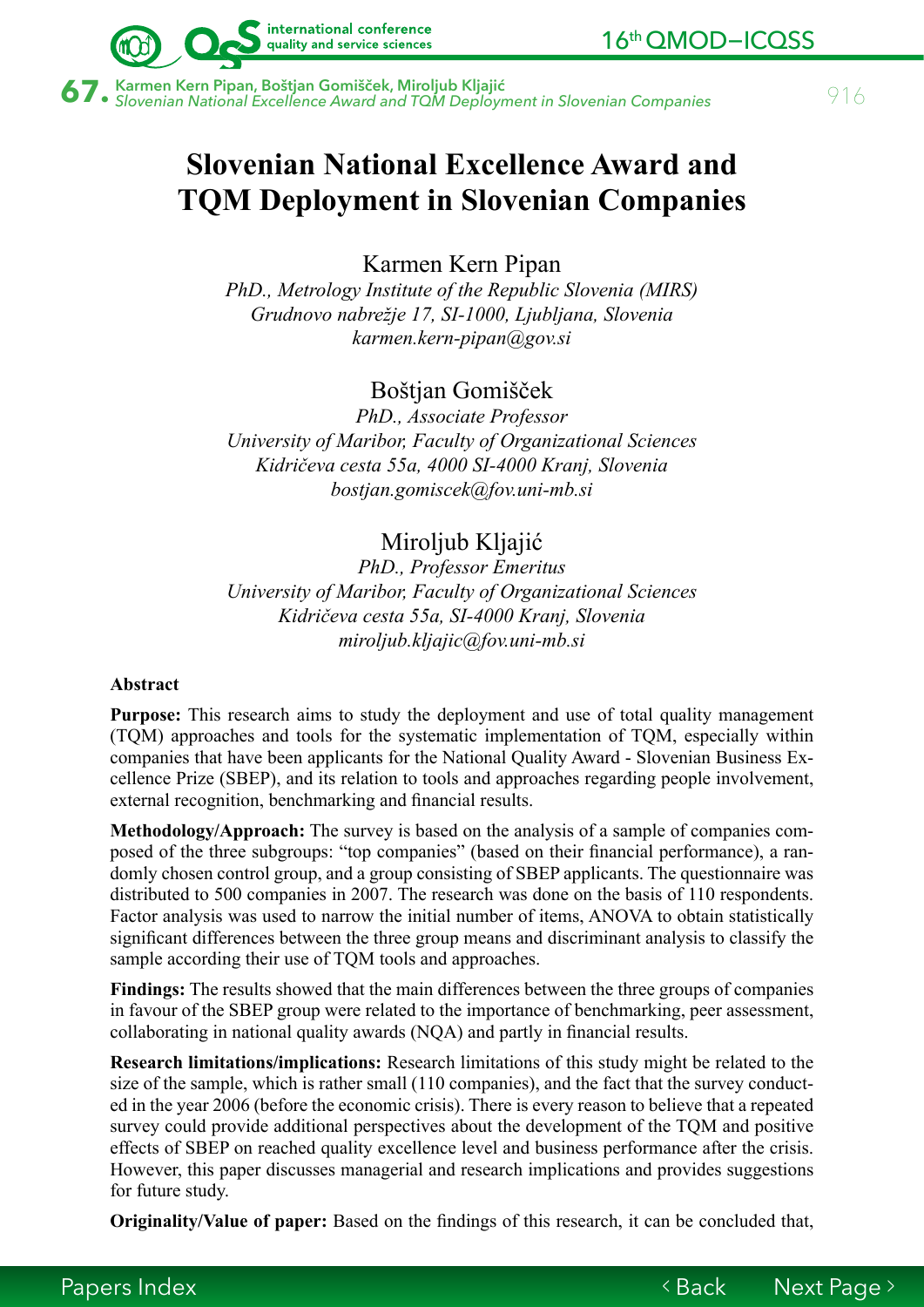# Slovenian National Excellence Award and TQM Deployment in Slovenian Companies

Karmen Kern Pipan

*PhD., Metrology Institute of the Republic Slovenia (MIRS)*
*Grudnovo nabrežje 17, SI-1000, Ljubljana, Slovenia*
*karmen.kern-pipan@gov.si*

Boštjan Gomišček

*PhD., Associate Professor*
*University of Maribor, Faculty of Organizational Sciences*
*Kidričeva cesta 55a, 4000 SI-4000 Kranj, Slovenia*
*bostjan.gomiscek@fov.uni-mb.si*

Miroljub Kljajić

*PhD., Professor Emeritus*
*University of Maribor, Faculty of Organizational Sciences*
*Kidričeva cesta 55a, SI-4000 Kranj, Slovenia*
*miroljub.kljajic@fov.uni-mb.si*

**Abstract**

**Purpose:** This research aims to study the deployment and use of total quality management (TQM) approaches and tools for the systematic implementation of TQM, especially within companies that have been applicants for the National Quality Award - Slovenian Business Excellence Prize (SBEP), and its relation to tools and approaches regarding people involvement, external recognition, benchmarking and financial results.

**Methodology/Approach:** The survey is based on the analysis of a sample of companies composed of the three subgroups: "top companies" (based on their financial performance), a randomly chosen control group, and a group consisting of SBEP applicants. The questionnaire was distributed to 500 companies in 2007. The research was done on the basis of 110 respondents. Factor analysis was used to narrow the initial number of items, ANOVA to obtain statistically significant differences between the three group means and discriminant analysis to classify the sample according their use of TQM tools and approaches.

**Findings:** The results showed that the main differences between the three groups of companies in favour of the SBEP group were related to the importance of benchmarking, peer assessment, collaborating in national quality awards (NQA) and partly in financial results.

**Research limitations/implications:** Research limitations of this study might be related to the size of the sample, which is rather small (110 companies), and the fact that the survey conducted in the year 2006 (before the economic crisis). There is every reason to believe that a repeated survey could provide additional perspectives about the development of the TQM and positive effects of SBEP on reached quality excellence level and business performance after the crisis. However, this paper discusses managerial and research implications and provides suggestions for future study.

**Originality/Value of paper:** Based on the findings of this research, it can be concluded that,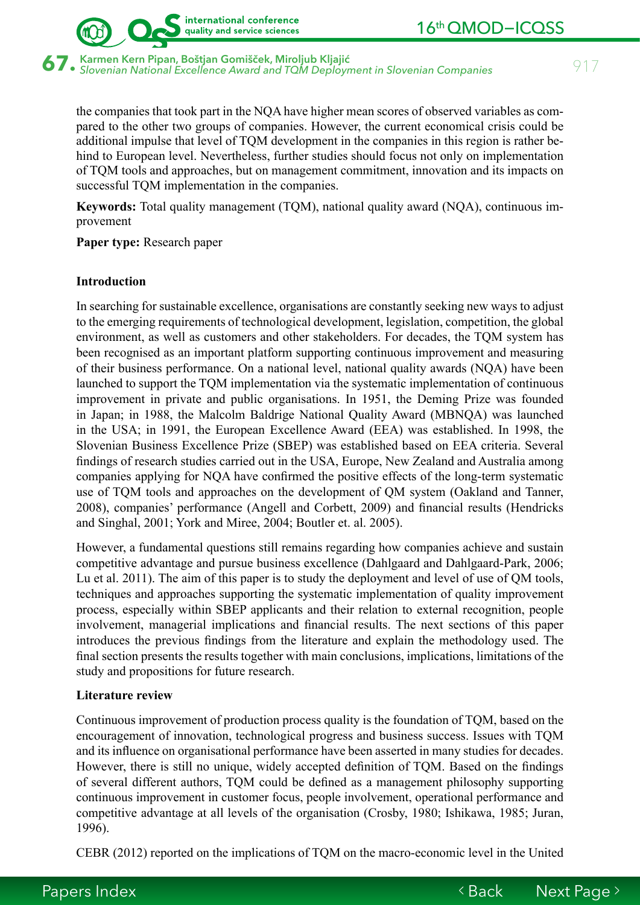the companies that took part in the NQA have higher mean scores of observed variables as compared to the other two groups of companies. However, the current economical crisis could be additional impulse that level of TQM development in the companies in this region is rather behind to European level. Nevertheless, further studies should focus not only on implementation of TQM tools and approaches, but on management commitment, innovation and its impacts on successful TQM implementation in the companies.

**Keywords:** Total quality management (TQM), national quality award (NQA), continuous improvement

**Paper type:** Research paper

## Introduction

In searching for sustainable excellence, organisations are constantly seeking new ways to adjust to the emerging requirements of technological development, legislation, competition, the global environment, as well as customers and other stakeholders. For decades, the TQM system has been recognised as an important platform supporting continuous improvement and measuring of their business performance. On a national level, national quality awards (NQA) have been launched to support the TQM implementation via the systematic implementation of continuous improvement in private and public organisations. In 1951, the Deming Prize was founded in Japan; in 1988, the Malcolm Baldrige National Quality Award (MBNQA) was launched in the USA; in 1991, the European Excellence Award (EEA) was established. In 1998, the Slovenian Business Excellence Prize (SBEP) was established based on EEA criteria. Several findings of research studies carried out in the USA, Europe, New Zealand and Australia among companies applying for NQA have confirmed the positive effects of the long-term systematic use of TQM tools and approaches on the development of QM system (Oakland and Tanner, 2008), companies' performance (Angell and Corbett, 2009) and financial results (Hendricks and Singhal, 2001; York and Miree, 2004; Boutler et. al. 2005).

However, a fundamental questions still remains regarding how companies achieve and sustain competitive advantage and pursue business excellence (Dahlgaard and Dahlgaard-Park, 2006; Lu et al. 2011). The aim of this paper is to study the deployment and level of use of QM tools, techniques and approaches supporting the systematic implementation of quality improvement process, especially within SBEP applicants and their relation to external recognition, people involvement, managerial implications and financial results. The next sections of this paper introduces the previous findings from the literature and explain the methodology used. The final section presents the results together with main conclusions, implications, limitations of the study and propositions for future research.

## Literature review

Continuous improvement of production process quality is the foundation of TQM, based on the encouragement of innovation, technological progress and business success. Issues with TQM and its influence on organisational performance have been asserted in many studies for decades. However, there is still no unique, widely accepted definition of TQM. Based on the findings of several different authors, TQM could be defined as a management philosophy supporting continuous improvement in customer focus, people involvement, operational performance and competitive advantage at all levels of the organisation (Crosby, 1980; Ishikawa, 1985; Juran, 1996).

CEBR (2012) reported on the implications of TQM on the macro-economic level in the United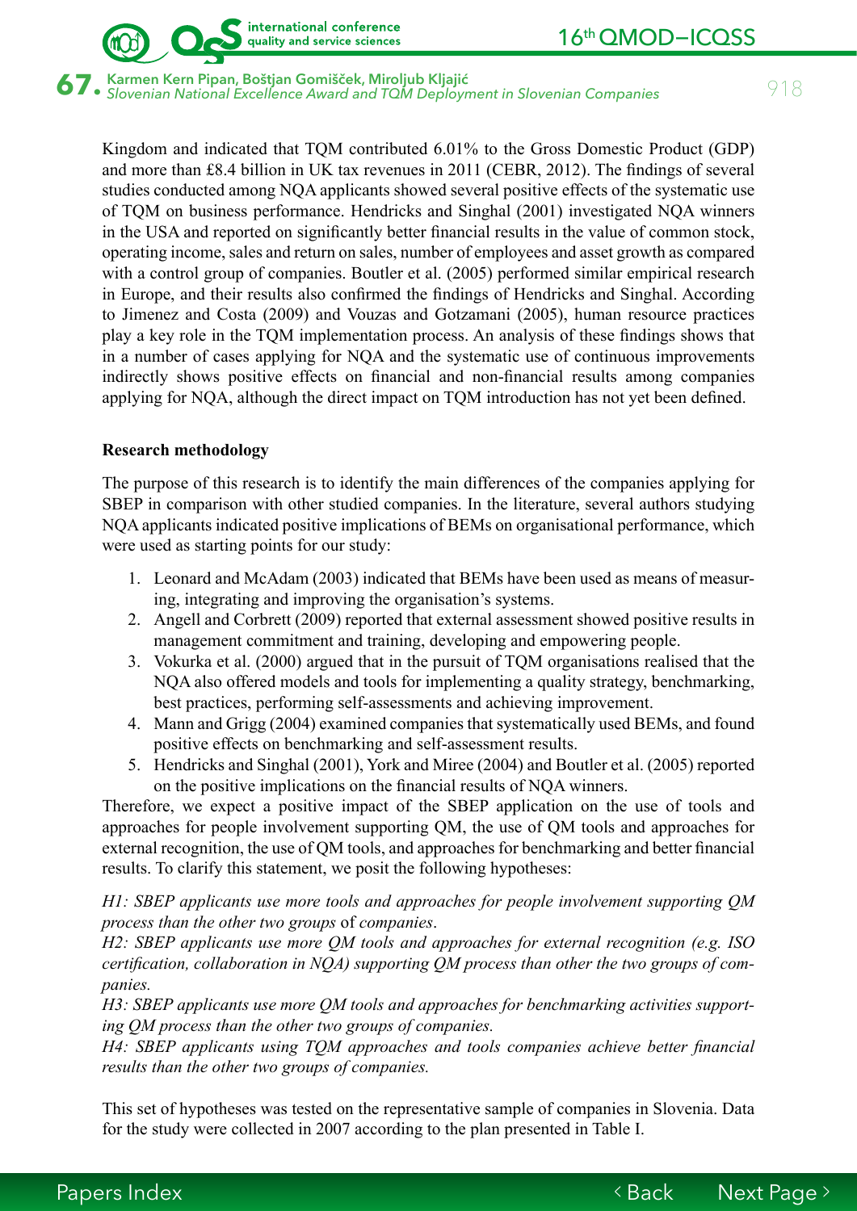Kingdom and indicated that TQM contributed 6.01% to the Gross Domestic Product (GDP) and more than £8.4 billion in UK tax revenues in 2011 (CEBR, 2012). The findings of several studies conducted among NQA applicants showed several positive effects of the systematic use of TQM on business performance. Hendricks and Singhal (2001) investigated NQA winners in the USA and reported on significantly better financial results in the value of common stock, operating income, sales and return on sales, number of employees and asset growth as compared with a control group of companies. Boutler et al. (2005) performed similar empirical research in Europe, and their results also confirmed the findings of Hendricks and Singhal. According to Jimenez and Costa (2009) and Vouzas and Gotzamani (2005), human resource practices play a key role in the TQM implementation process. An analysis of these findings shows that in a number of cases applying for NQA and the systematic use of continuous improvements indirectly shows positive effects on financial and non-financial results among companies applying for NQA, although the direct impact on TQM introduction has not yet been defined.

**Research methodology**

The purpose of this research is to identify the main differences of the companies applying for SBEP in comparison with other studied companies. In the literature, several authors studying NQA applicants indicated positive implications of BEMs on organisational performance, which were used as starting points for our study:

1. Leonard and McAdam (2003) indicated that BEMs have been used as means of measuring, integrating and improving the organisation's systems.
2. Angell and Corbrett (2009) reported that external assessment showed positive results in management commitment and training, developing and empowering people.
3. Vokurka et al. (2000) argued that in the pursuit of TQM organisations realised that the NQA also offered models and tools for implementing a quality strategy, benchmarking, best practices, performing self-assessments and achieving improvement.
4. Mann and Grigg (2004) examined companies that systematically used BEMs, and found positive effects on benchmarking and self-assessment results.
5. Hendricks and Singhal (2001), York and Miree (2004) and Boutler et al. (2005) reported on the positive implications on the financial results of NQA winners.

Therefore, we expect a positive impact of the SBEP application on the use of tools and approaches for people involvement supporting QM, the use of QM tools and approaches for external recognition, the use of QM tools, and approaches for benchmarking and better financial results. To clarify this statement, we posit the following hypotheses:

*H1: SBEP applicants use more tools and approaches for people involvement supporting QM process than the other two groups* of *companies.*
*H2: SBEP applicants use more QM tools and approaches for external recognition (e.g. ISO certification, collaboration in NQA) supporting QM process than other the two groups of companies.*
*H3: SBEP applicants use more QM tools and approaches for benchmarking activities supporting QM process than the other two groups of companies.*
*H4: SBEP applicants using TQM approaches and tools companies achieve better financial results than the other two groups of companies.*

This set of hypotheses was tested on the representative sample of companies in Slovenia. Data for the study were collected in 2007 according to the plan presented in Table I.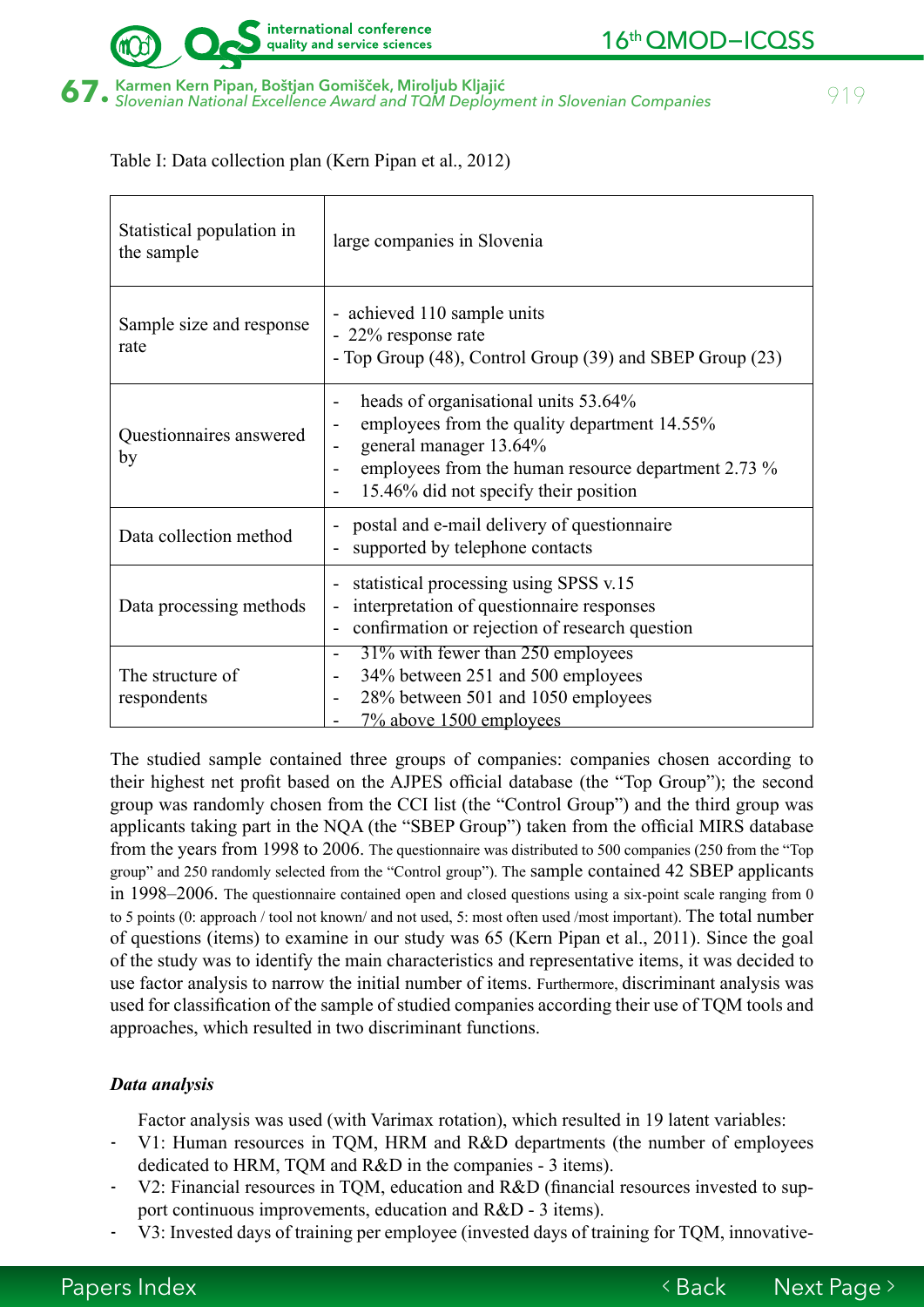Table I: Data collection plan (Kern Pipan et al., 2012)

| | |
|---|---|
| Statistical population in the sample | large companies in Slovenia |
| Sample size and response rate | - achieved 110 sample units<br>- 22% response rate<br>- Top Group (48), Control Group (39) and SBEP Group (23) |
| Questionnaires answered by | - heads of organisational units 53.64%<br>- employees from the quality department 14.55%<br>- general manager 13.64%<br>- employees from the human resource department 2.73 %<br>- 15.46% did not specify their position |
| Data collection method | - postal and e-mail delivery of questionnaire<br>- supported by telephone contacts |
| Data processing methods | - statistical processing using SPSS v.15<br>- interpretation of questionnaire responses<br>- confirmation or rejection of research question |
| The structure of respondents | - 31% with fewer than 250 employees<br>- 34% between 251 and 500 employees<br>- 28% between 501 and 1050 employees<br>- 7% above 1500 employees |

The studied sample contained three groups of companies: companies chosen according to their highest net profit based on the AJPES official database (the "Top Group"); the second group was randomly chosen from the CCI list (the "Control Group") and the third group was applicants taking part in the NQA (the "SBEP Group") taken from the official MIRS database from the years from 1998 to 2006. The questionnaire was distributed to 500 companies (250 from the "Top group" and 250 randomly selected from the "Control group"). The sample contained 42 SBEP applicants in 1998–2006. The questionnaire contained open and closed questions using a six-point scale ranging from 0 to 5 points (0: approach / tool not known/ and not used, 5: most often used /most important). The total number of questions (items) to examine in our study was 65 (Kern Pipan et al., 2011). Since the goal of the study was to identify the main characteristics and representative items, it was decided to use factor analysis to narrow the initial number of items. Furthermore, discriminant analysis was used for classification of the sample of studied companies according their use of TQM tools and approaches, which resulted in two discriminant functions.

***Data analysis***

Factor analysis was used (with Varimax rotation), which resulted in 19 latent variables:

- V1: Human resources in TQM, HRM and R&D departments (the number of employees dedicated to HRM, TQM and R&D in the companies - 3 items).
- V2: Financial resources in TQM, education and R&D (financial resources invested to support continuous improvements, education and R&D - 3 items).
- V3: Invested days of training per employee (invested days of training for TQM, innovative-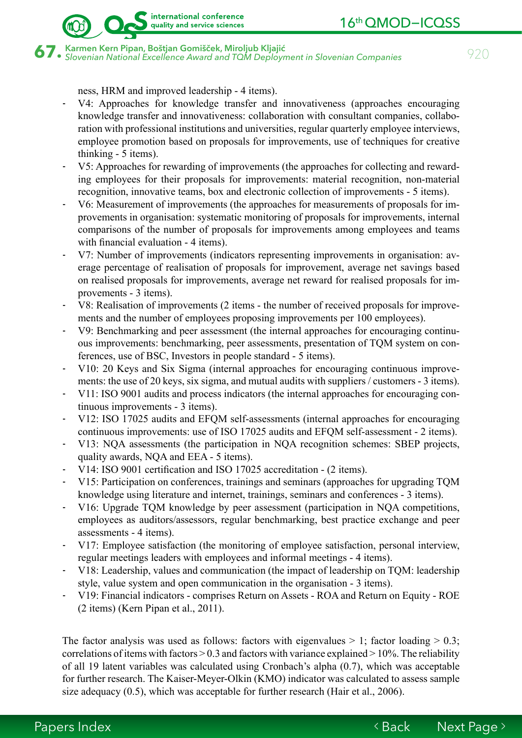ness, HRM and improved leadership - 4 items).

- V4: Approaches for knowledge transfer and innovativeness (approaches encouraging knowledge transfer and innovativeness: collaboration with consultant companies, collaboration with professional institutions and universities, regular quarterly employee interviews, employee promotion based on proposals for improvements, use of techniques for creative thinking - 5 items).
- V5: Approaches for rewarding of improvements (the approaches for collecting and rewarding employees for their proposals for improvements: material recognition, non-material recognition, innovative teams, box and electronic collection of improvements - 5 items).
- V6: Measurement of improvements (the approaches for measurements of proposals for improvements in organisation: systematic monitoring of proposals for improvements, internal comparisons of the number of proposals for improvements among employees and teams with financial evaluation - 4 items).
- V7: Number of improvements (indicators representing improvements in organisation: average percentage of realisation of proposals for improvement, average net savings based on realised proposals for improvements, average net reward for realised proposals for improvements - 3 items).
- V8: Realisation of improvements (2 items - the number of received proposals for improvements and the number of employees proposing improvements per 100 employees).
- V9: Benchmarking and peer assessment (the internal approaches for encouraging continuous improvements: benchmarking, peer assessments, presentation of TQM system on conferences, use of BSC, Investors in people standard - 5 items).
- V10: 20 Keys and Six Sigma (internal approaches for encouraging continuous improvements: the use of 20 keys, six sigma, and mutual audits with suppliers / customers - 3 items).
- V11: ISO 9001 audits and process indicators (the internal approaches for encouraging continuous improvements - 3 items).
- V12: ISO 17025 audits and EFQM self-assessments (internal approaches for encouraging continuous improvements: use of ISO 17025 audits and EFQM self-assessment - 2 items).
- V13: NQA assessments (the participation in NQA recognition schemes: SBEP projects, quality awards, NQA and EEA - 5 items).
- V14: ISO 9001 certification and ISO 17025 accreditation - (2 items).
- V15: Participation on conferences, trainings and seminars (approaches for upgrading TQM knowledge using literature and internet, trainings, seminars and conferences - 3 items).
- V16: Upgrade TQM knowledge by peer assessment (participation in NQA competitions, employees as auditors/assessors, regular benchmarking, best practice exchange and peer assessments - 4 items).
- V17: Employee satisfaction (the monitoring of employee satisfaction, personal interview, regular meetings leaders with employees and informal meetings - 4 items).
- V18: Leadership, values and communication (the impact of leadership on TQM: leadership style, value system and open communication in the organisation - 3 items).
- V19: Financial indicators - comprises Return on Assets - ROA and Return on Equity - ROE (2 items) (Kern Pipan et al., 2011).

The factor analysis was used as follows: factors with eigenvalues > 1; factor loading > 0.3; correlations of items with factors > 0.3 and factors with variance explained > 10%. The reliability of all 19 latent variables was calculated using Cronbach's alpha (0.7), which was acceptable for further research. The Kaiser-Meyer-Olkin (KMO) indicator was calculated to assess sample size adequacy (0.5), which was acceptable for further research (Hair et al., 2006).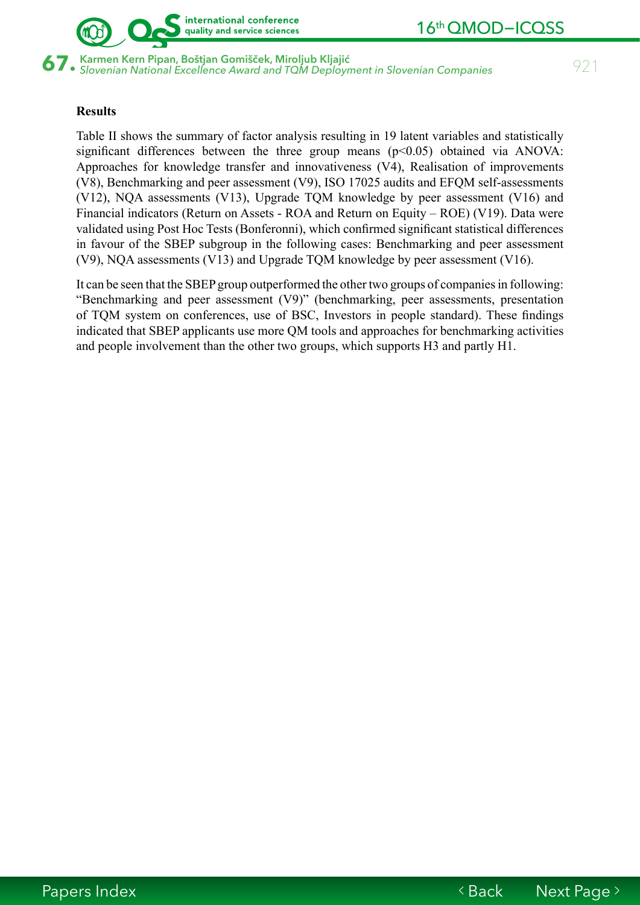**Results**

Table II shows the summary of factor analysis resulting in 19 latent variables and statistically significant differences between the three group means ($p<0.05$) obtained via ANOVA: Approaches for knowledge transfer and innovativeness (V4), Realisation of improvements (V8), Benchmarking and peer assessment (V9), ISO 17025 audits and EFQM self-assessments (V12), NQA assessments (V13), Upgrade TQM knowledge by peer assessment (V16) and Financial indicators (Return on Assets - ROA and Return on Equity – ROE) (V19). Data were validated using Post Hoc Tests (Bonferonni), which confirmed significant statistical differences in favour of the SBEP subgroup in the following cases: Benchmarking and peer assessment (V9), NQA assessments (V13) and Upgrade TQM knowledge by peer assessment (V16).

It can be seen that the SBEP group outperformed the other two groups of companies in following: "Benchmarking and peer assessment (V9)" (benchmarking, peer assessments, presentation of TQM system on conferences, use of BSC, Investors in people standard). These findings indicated that SBEP applicants use more QM tools and approaches for benchmarking activities and people involvement than the other two groups, which supports H3 and partly H1.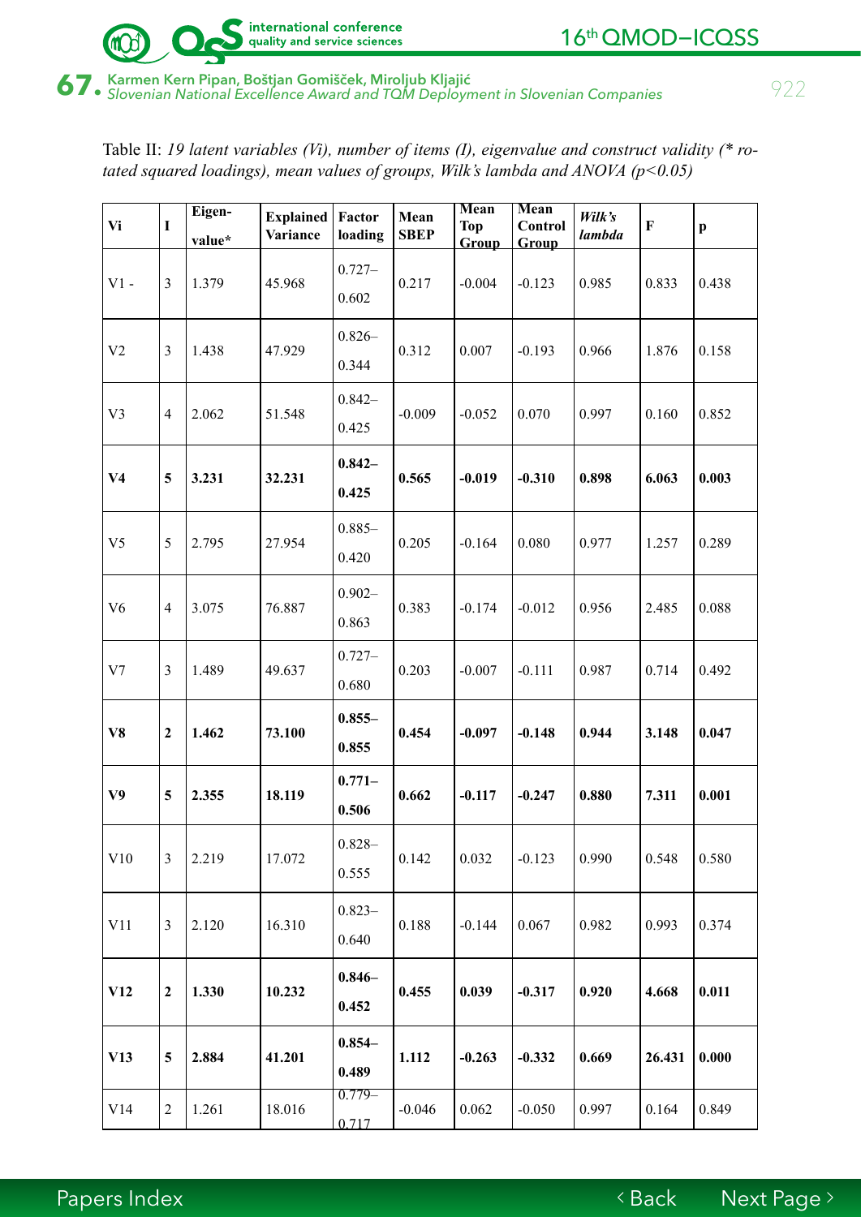Table II: *19 latent variables (Vi), number of items (I), eigenvalue and construct validity (\* rotated squared loadings), mean values of groups, Wilk's lambda and ANOVA (p<0.05)*

| Vi | I | Eigen-value* | Explained Variance | Factor loading | Mean SBEP | Mean Top Group | Mean Control Group | *Wilk's lambda* | F | p |
|---|---|---|---|---|---|---|---|---|---|---|
| V1 - | 3 | 1.379 | 45.968 | 0.727–0.602 | 0.217 | -0.004 | -0.123 | 0.985 | 0.833 | 0.438 |
| V2 | 3 | 1.438 | 47.929 | 0.826–0.344 | 0.312 | 0.007 | -0.193 | 0.966 | 1.876 | 0.158 |
| V3 | 4 | 2.062 | 51.548 | 0.842–0.425 | -0.009 | -0.052 | 0.070 | 0.997 | 0.160 | 0.852 |
| **V4** | **5** | **3.231** | **32.231** | **0.842–0.425** | **0.565** | **-0.019** | **-0.310** | **0.898** | **6.063** | **0.003** |
| V5 | 5 | 2.795 | 27.954 | 0.885–0.420 | 0.205 | -0.164 | 0.080 | 0.977 | 1.257 | 0.289 |
| V6 | 4 | 3.075 | 76.887 | 0.902–0.863 | 0.383 | -0.174 | -0.012 | 0.956 | 2.485 | 0.088 |
| V7 | 3 | 1.489 | 49.637 | 0.727–0.680 | 0.203 | -0.007 | -0.111 | 0.987 | 0.714 | 0.492 |
| **V8** | **2** | **1.462** | **73.100** | **0.855–0.855** | **0.454** | **-0.097** | **-0.148** | **0.944** | **3.148** | **0.047** |
| **V9** | **5** | **2.355** | **18.119** | **0.771–0.506** | **0.662** | **-0.117** | **-0.247** | **0.880** | **7.311** | **0.001** |
| V10 | 3 | 2.219 | 17.072 | 0.828–0.555 | 0.142 | 0.032 | -0.123 | 0.990 | 0.548 | 0.580 |
| V11 | 3 | 2.120 | 16.310 | 0.823–0.640 | 0.188 | -0.144 | 0.067 | 0.982 | 0.993 | 0.374 |
| **V12** | **2** | **1.330** | **10.232** | **0.846–0.452** | **0.455** | **0.039** | **-0.317** | **0.920** | **4.668** | **0.011** |
| **V13** | **5** | **2.884** | **41.201** | **0.854–0.489** | **1.112** | **-0.263** | **-0.332** | **0.669** | **26.431** | **0.000** |
| V14 | 2 | 1.261 | 18.016 | 0.779–0.717 | -0.046 | 0.062 | -0.050 | 0.997 | 0.164 | 0.849 |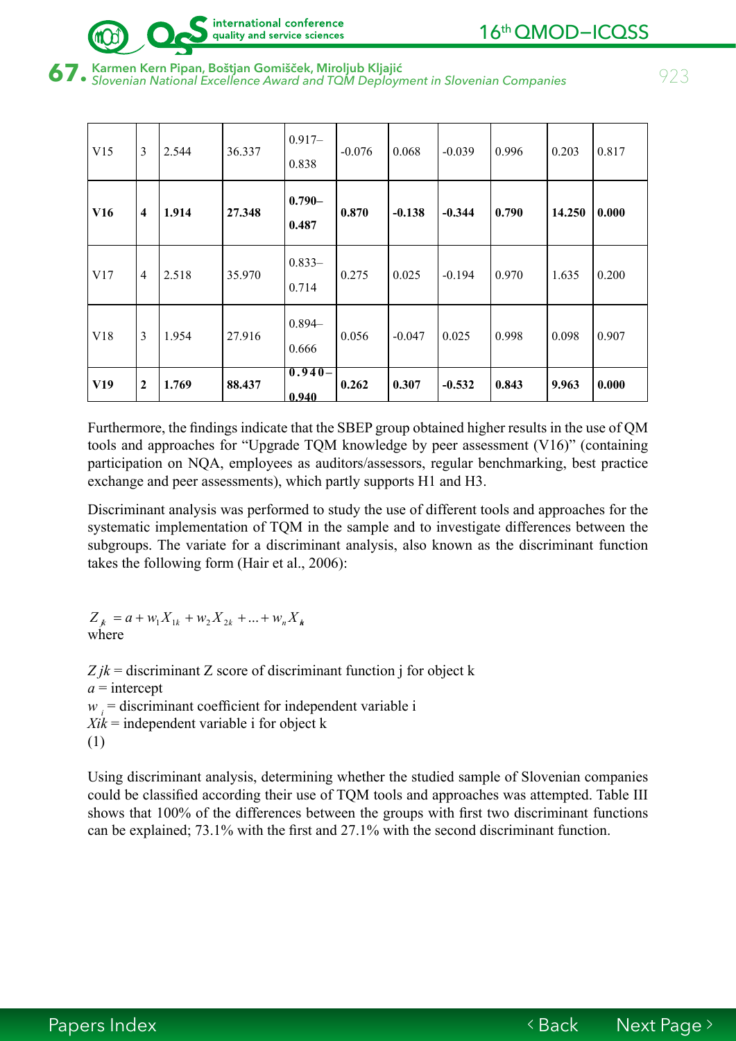| | | | | | | | | | | |
|---|---|---|---|---|---|---|---|---|---|---|
| V15 | 3 | 2.544 | 36.337 | 0.917–0.838 | -0.076 | 0.068 | -0.039 | 0.996 | 0.203 | 0.817 |
| **V16** | **4** | **1.914** | **27.348** | **0.790–0.487** | **0.870** | **-0.138** | **-0.344** | **0.790** | **14.250** | **0.000** |
| V17 | 4 | 2.518 | 35.970 | 0.833–0.714 | 0.275 | 0.025 | -0.194 | 0.970 | 1.635 | 0.200 |
| V18 | 3 | 1.954 | 27.916 | 0.894–0.666 | 0.056 | -0.047 | 0.025 | 0.998 | 0.098 | 0.907 |
| **V19** | **2** | **1.769** | **88.437** | **0.940–0.940** | **0.262** | **0.307** | **-0.532** | **0.843** | **9.963** | **0.000** |

Furthermore, the findings indicate that the SBEP group obtained higher results in the use of QM tools and approaches for "Upgrade TQM knowledge by peer assessment (V16)" (containing participation on NQA, employees as auditors/assessors, regular benchmarking, best practice exchange and peer assessments), which partly supports H1 and H3.

Discriminant analysis was performed to study the use of different tools and approaches for the systematic implementation of TQM in the sample and to investigate differences between the subgroups. The variate for a discriminant analysis, also known as the discriminant function takes the following form (Hair et al., 2006):

$$Z_{jk} = a + w_1 X_{1k} + w_2 X_{2k} + \ldots + w_n X_{nk}$$

where

$Z_{jk}$ = discriminant Z score of discriminant function j for object k
$a$ = intercept
$w_i$ = discriminant coefficient for independent variable i
$X_{ik}$ = independent variable i for object k
(1)

Using discriminant analysis, determining whether the studied sample of Slovenian companies could be classified according their use of TQM tools and approaches was attempted. Table III shows that 100% of the differences between the groups with first two discriminant functions can be explained; 73.1% with the first and 27.1% with the second discriminant function.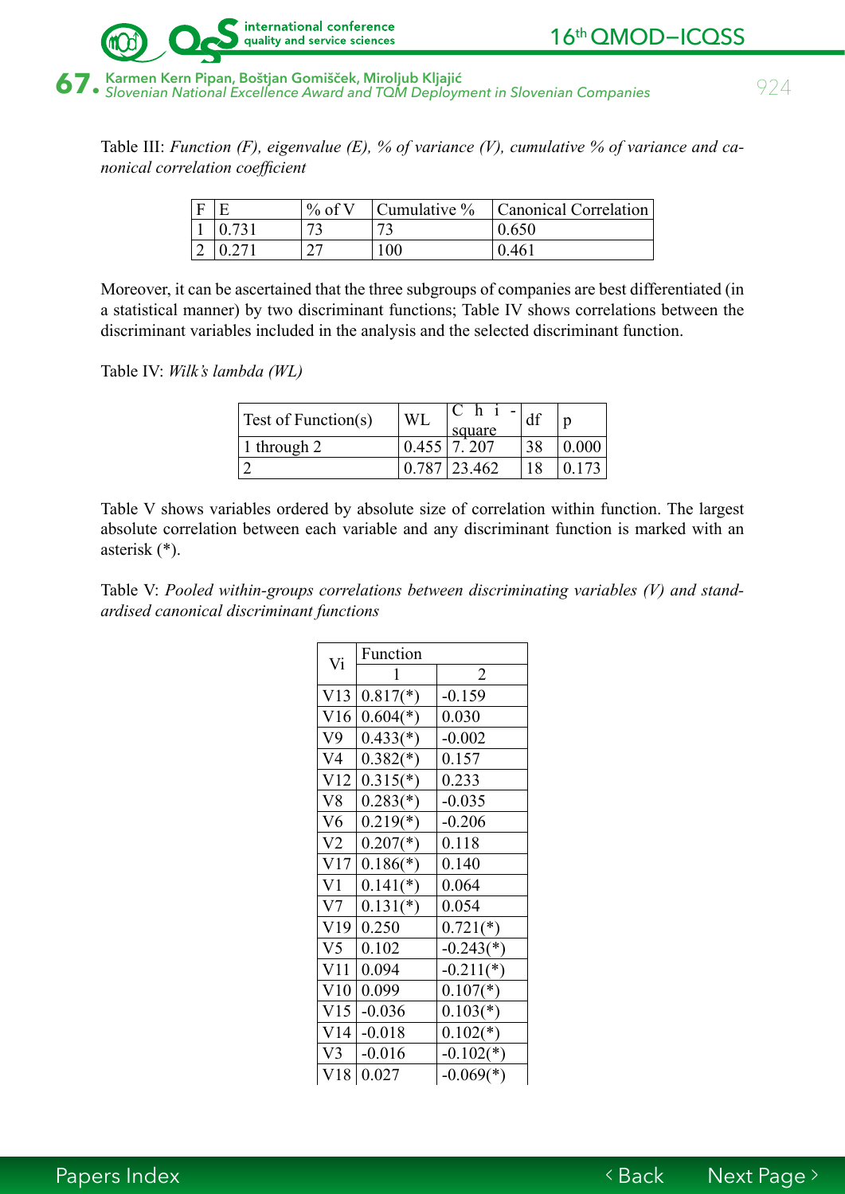Table III: *Function (F), eigenvalue (E), % of variance (V), cumulative % of variance and canonical correlation coefficient*

| F | E | % of V | Cumulative % | Canonical Correlation |
|---|---|---|---|---|
| 1 | 0.731 | 73 | 73 | 0.650 |
| 2 | 0.271 | 27 | 100 | 0.461 |

Moreover, it can be ascertained that the three subgroups of companies are best differentiated (in a statistical manner) by two discriminant functions; Table IV shows correlations between the discriminant variables included in the analysis and the selected discriminant function.

Table IV: *Wilk's lambda (WL)*

| Test of Function(s) | WL | Chi-square | df | p |
|---|---|---|---|---|
| 1 through 2 | 0.455 | 7. 207 | 38 | 0.000 |
| 2 | 0.787 | 23.462 | 18 | 0.173 |

Table V shows variables ordered by absolute size of correlation within function. The largest absolute correlation between each variable and any discriminant function is marked with an asterisk (*).

Table V: *Pooled within-groups correlations between discriminating variables (V) and standardised canonical discriminant functions*

| Vi | Function | |
|---|---|---|
| | 1 | 2 |
| V13 | 0.817(*) | -0.159 |
| V16 | 0.604(*) | 0.030 |
| V9 | 0.433(*) | -0.002 |
| V4 | 0.382(*) | 0.157 |
| V12 | 0.315(*) | 0.233 |
| V8 | 0.283(*) | -0.035 |
| V6 | 0.219(*) | -0.206 |
| V2 | 0.207(*) | 0.118 |
| V17 | 0.186(*) | 0.140 |
| V1 | 0.141(*) | 0.064 |
| V7 | 0.131(*) | 0.054 |
| V19 | 0.250 | 0.721(*) |
| V5 | 0.102 | -0.243(*) |
| V11 | 0.094 | -0.211(*) |
| V10 | 0.099 | 0.107(*) |
| V15 | -0.036 | 0.103(*) |
| V14 | -0.018 | 0.102(*) |
| V3 | -0.016 | -0.102(*) |
| V18 | 0.027 | -0.069(*) |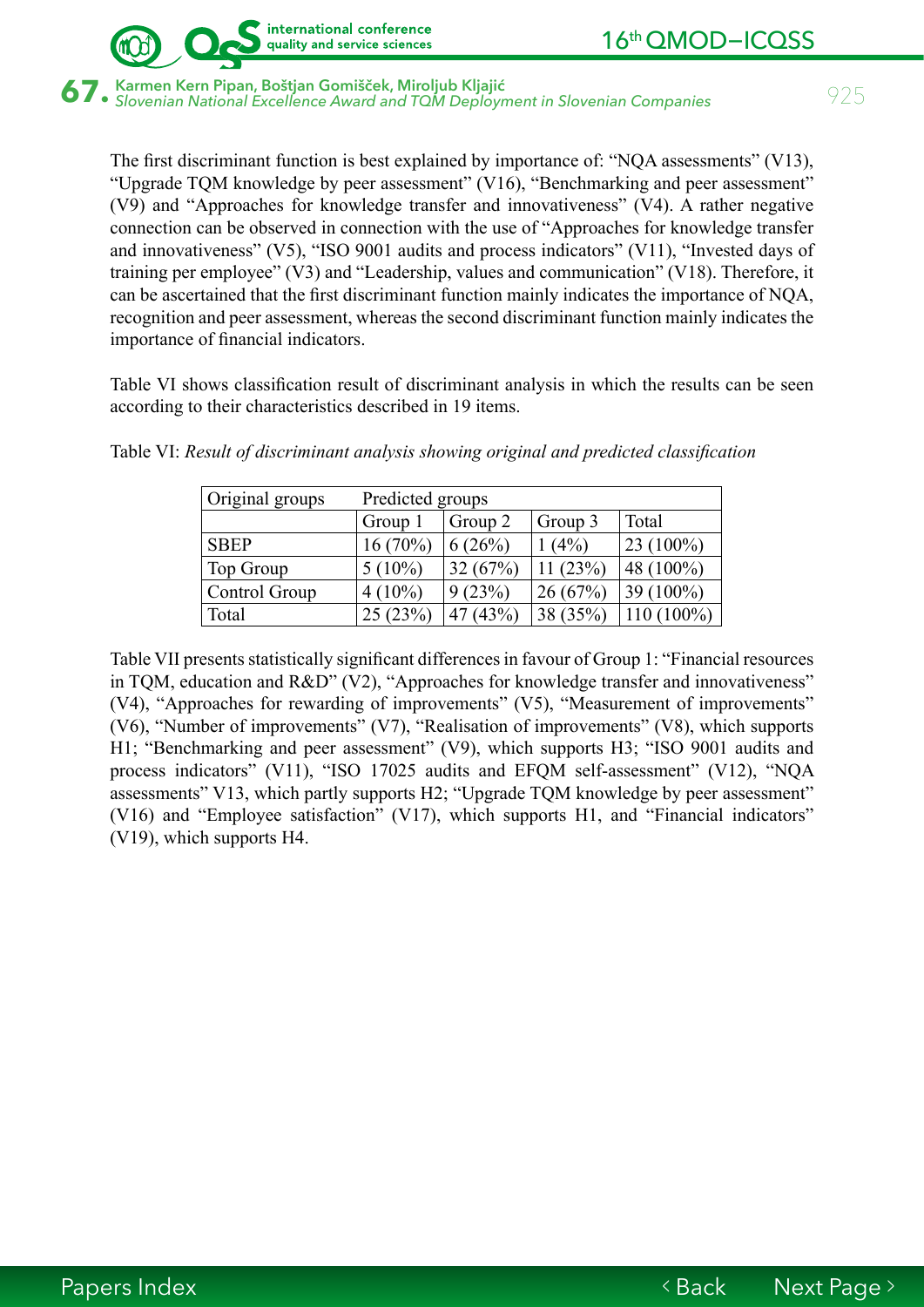The first discriminant function is best explained by importance of: "NQA assessments" (V13), "Upgrade TQM knowledge by peer assessment" (V16), "Benchmarking and peer assessment" (V9) and "Approaches for knowledge transfer and innovativeness" (V4). A rather negative connection can be observed in connection with the use of "Approaches for knowledge transfer and innovativeness" (V5), "ISO 9001 audits and process indicators" (V11), "Invested days of training per employee" (V3) and "Leadership, values and communication" (V18). Therefore, it can be ascertained that the first discriminant function mainly indicates the importance of NQA, recognition and peer assessment, whereas the second discriminant function mainly indicates the importance of financial indicators.

Table VI shows classification result of discriminant analysis in which the results can be seen according to their characteristics described in 19 items.

Table VI: *Result of discriminant analysis showing original and predicted classification*

| Original groups | Predicted groups | | | |
|---|---|---|---|---|
| | Group 1 | Group 2 | Group 3 | Total |
| SBEP | 16 (70%) | 6 (26%) | 1 (4%) | 23 (100%) |
| Top Group | 5 (10%) | 32 (67%) | 11 (23%) | 48 (100%) |
| Control Group | 4 (10%) | 9 (23%) | 26 (67%) | 39 (100%) |
| Total | 25 (23%) | 47 (43%) | 38 (35%) | 110 (100%) |

Table VII presents statistically significant differences in favour of Group 1: "Financial resources in TQM, education and R&D" (V2), "Approaches for knowledge transfer and innovativeness" (V4), "Approaches for rewarding of improvements" (V5), "Measurement of improvements" (V6), "Number of improvements" (V7), "Realisation of improvements" (V8), which supports H1; "Benchmarking and peer assessment" (V9), which supports H3; "ISO 9001 audits and process indicators" (V11), "ISO 17025 audits and EFQM self-assessment" (V12), "NQA assessments" V13, which partly supports H2; "Upgrade TQM knowledge by peer assessment" (V16) and "Employee satisfaction" (V17), which supports H1, and "Financial indicators" (V19), which supports H4.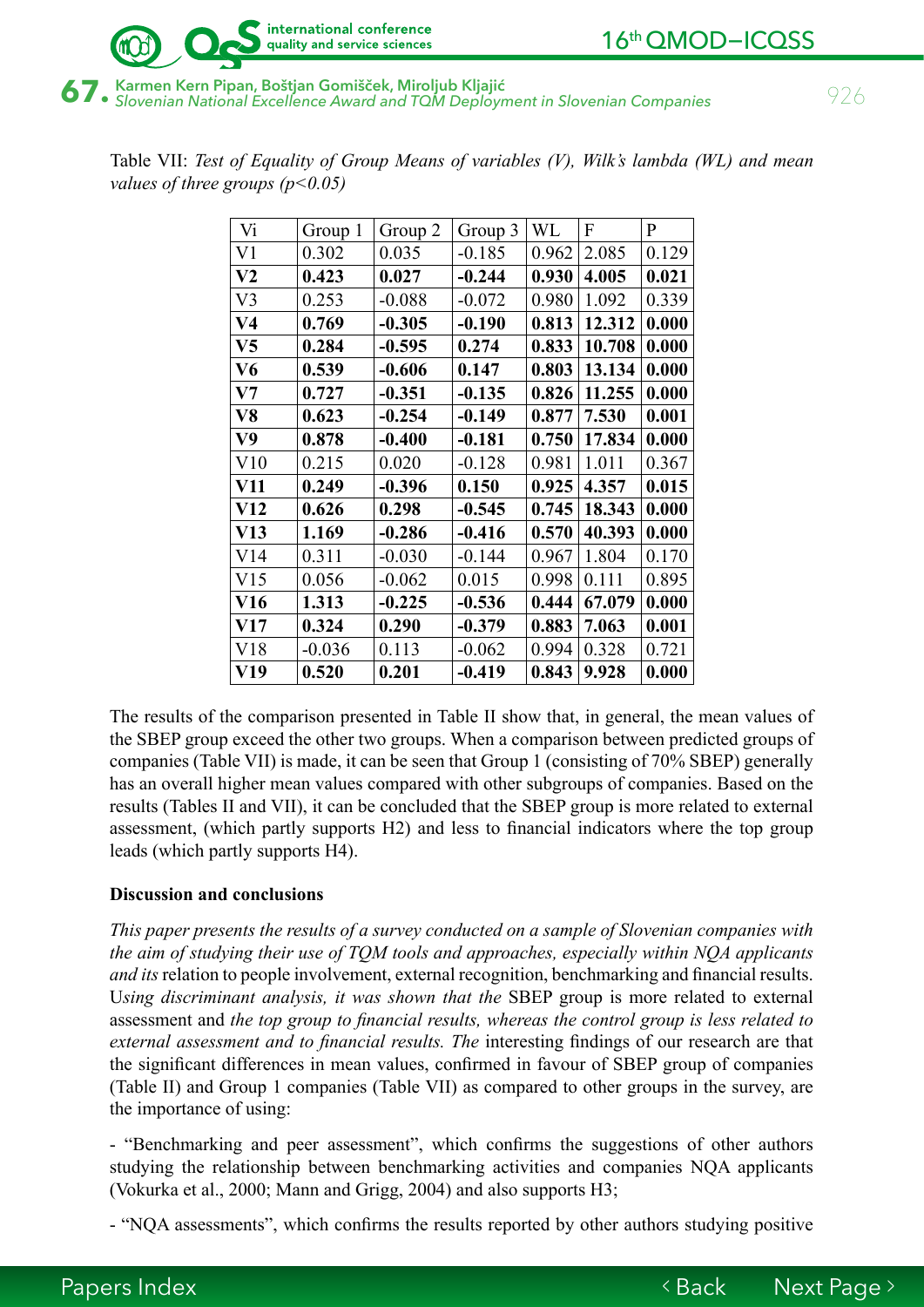Table VII: *Test of Equality of Group Means of variables (V), Wilk's lambda (WL) and mean values of three groups (p<0.05)*

| Vi | Group 1 | Group 2 | Group 3 | WL | F | P |
|---|---|---|---|---|---|---|
| V1 | 0.302 | 0.035 | -0.185 | 0.962 | 2.085 | 0.129 |
| **V2** | **0.423** | **0.027** | **-0.244** | **0.930** | **4.005** | **0.021** |
| V3 | 0.253 | -0.088 | -0.072 | 0.980 | 1.092 | 0.339 |
| **V4** | **0.769** | **-0.305** | **-0.190** | **0.813** | **12.312** | **0.000** |
| **V5** | **0.284** | **-0.595** | **0.274** | **0.833** | **10.708** | **0.000** |
| **V6** | **0.539** | **-0.606** | **0.147** | **0.803** | **13.134** | **0.000** |
| **V7** | **0.727** | **-0.351** | **-0.135** | **0.826** | **11.255** | **0.000** |
| **V8** | **0.623** | **-0.254** | **-0.149** | **0.877** | **7.530** | **0.001** |
| **V9** | **0.878** | **-0.400** | **-0.181** | **0.750** | **17.834** | **0.000** |
| V10 | 0.215 | 0.020 | -0.128 | 0.981 | 1.011 | 0.367 |
| **V11** | **0.249** | **-0.396** | **0.150** | **0.925** | **4.357** | **0.015** |
| **V12** | **0.626** | **0.298** | **-0.545** | **0.745** | **18.343** | **0.000** |
| **V13** | **1.169** | **-0.286** | **-0.416** | **0.570** | **40.393** | **0.000** |
| V14 | 0.311 | -0.030 | -0.144 | 0.967 | 1.804 | 0.170 |
| V15 | 0.056 | -0.062 | 0.015 | 0.998 | 0.111 | 0.895 |
| **V16** | **1.313** | **-0.225** | **-0.536** | **0.444** | **67.079** | **0.000** |
| **V17** | **0.324** | **0.290** | **-0.379** | **0.883** | **7.063** | **0.001** |
| V18 | -0.036 | 0.113 | -0.062 | 0.994 | 0.328 | 0.721 |
| **V19** | **0.520** | **0.201** | **-0.419** | **0.843** | **9.928** | **0.000** |

The results of the comparison presented in Table II show that, in general, the mean values of the SBEP group exceed the other two groups. When a comparison between predicted groups of companies (Table VII) is made, it can be seen that Group 1 (consisting of 70% SBEP) generally has an overall higher mean values compared with other subgroups of companies. Based on the results (Tables II and VII), it can be concluded that the SBEP group is more related to external assessment, (which partly supports H2) and less to financial indicators where the top group leads (which partly supports H4).

## Discussion and conclusions

*This paper presents the results of a survey conducted on a sample of Slovenian companies with the aim of studying their use of TQM tools and approaches, especially within NQA applicants and its* relation to people involvement, external recognition, benchmarking and financial results. U*sing discriminant analysis, it was shown that the* SBEP group is more related to external assessment and *the top group to financial results, whereas the control group is less related to external assessment and to financial results. The* interesting findings of our research are that the significant differences in mean values, confirmed in favour of SBEP group of companies (Table II) and Group 1 companies (Table VII) as compared to other groups in the survey, are the importance of using:

- "Benchmarking and peer assessment", which confirms the suggestions of other authors studying the relationship between benchmarking activities and companies NQA applicants (Vokurka et al., 2000; Mann and Grigg, 2004) and also supports H3;

- "NQA assessments", which confirms the results reported by other authors studying positive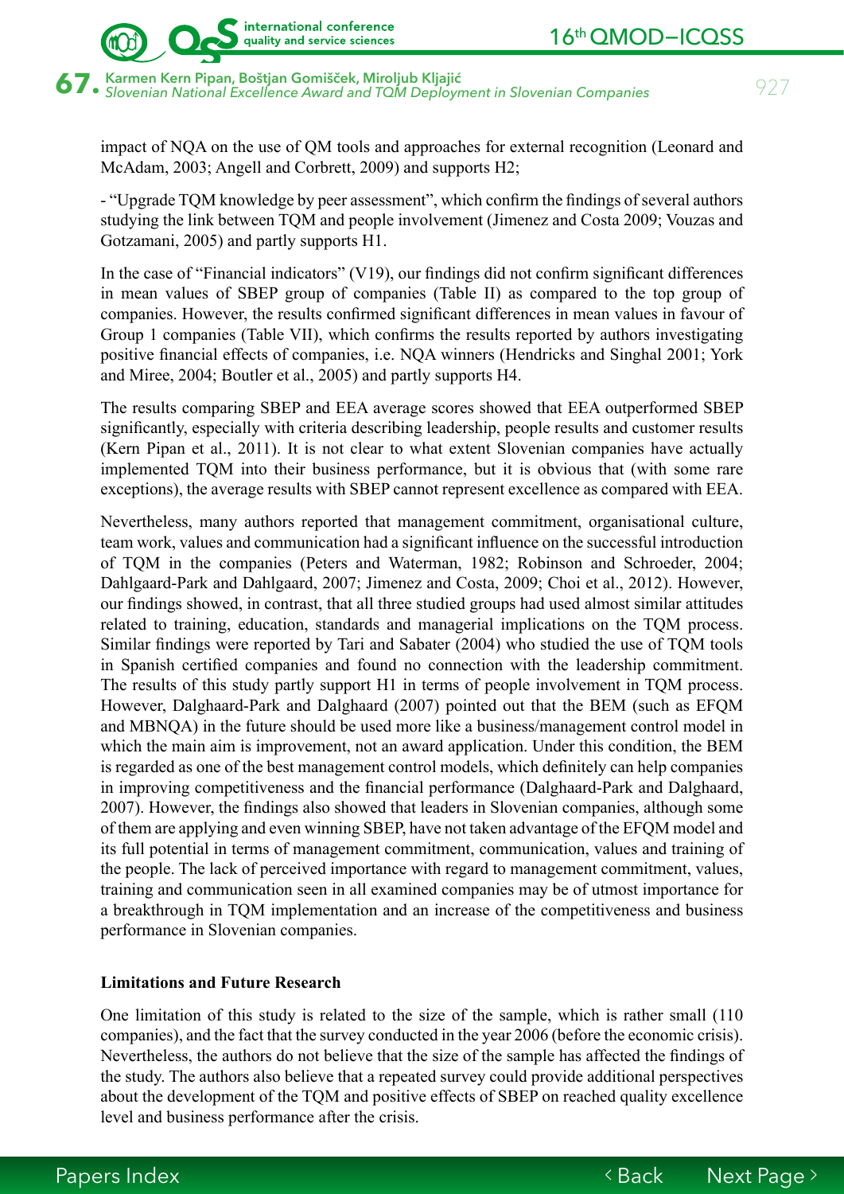impact of NQA on the use of QM tools and approaches for external recognition (Leonard and McAdam, 2003; Angell and Corbrett, 2009) and supports H2;

- "Upgrade TQM knowledge by peer assessment", which confirm the findings of several authors studying the link between TQM and people involvement (Jimenez and Costa 2009; Vouzas and Gotzamani, 2005) and partly supports H1.

In the case of "Financial indicators" (V19), our findings did not confirm significant differences in mean values of SBEP group of companies (Table II) as compared to the top group of companies. However, the results confirmed significant differences in mean values in favour of Group 1 companies (Table VII), which confirms the results reported by authors investigating positive financial effects of companies, i.e. NQA winners (Hendricks and Singhal 2001; York and Miree, 2004; Boutler et al., 2005) and partly supports H4.

The results comparing SBEP and EEA average scores showed that EEA outperformed SBEP significantly, especially with criteria describing leadership, people results and customer results (Kern Pipan et al., 2011). It is not clear to what extent Slovenian companies have actually implemented TQM into their business performance, but it is obvious that (with some rare exceptions), the average results with SBEP cannot represent excellence as compared with EEA.

Nevertheless, many authors reported that management commitment, organisational culture, team work, values and communication had a significant influence on the successful introduction of TQM in the companies (Peters and Waterman, 1982; Robinson and Schroeder, 2004; Dahlgaard-Park and Dahlgaard, 2007; Jimenez and Costa, 2009; Choi et al., 2012). However, our findings showed, in contrast, that all three studied groups had used almost similar attitudes related to training, education, standards and managerial implications on the TQM process. Similar findings were reported by Tari and Sabater (2004) who studied the use of TQM tools in Spanish certified companies and found no connection with the leadership commitment. The results of this study partly support H1 in terms of people involvement in TQM process. However, Dalghaard-Park and Dalghaard (2007) pointed out that the BEM (such as EFQM and MBNQA) in the future should be used more like a business/management control model in which the main aim is improvement, not an award application. Under this condition, the BEM is regarded as one of the best management control models, which definitely can help companies in improving competitiveness and the financial performance (Dalghaard-Park and Dalghaard, 2007). However, the findings also showed that leaders in Slovenian companies, although some of them are applying and even winning SBEP, have not taken advantage of the EFQM model and its full potential in terms of management commitment, communication, values and training of the people. The lack of perceived importance with regard to management commitment, values, training and communication seen in all examined companies may be of utmost importance for a breakthrough in TQM implementation and an increase of the competitiveness and business performance in Slovenian companies.

**Limitations and Future Research**

One limitation of this study is related to the size of the sample, which is rather small (110 companies), and the fact that the survey conducted in the year 2006 (before the economic crisis). Nevertheless, the authors do not believe that the size of the sample has affected the findings of the study. The authors also believe that a repeated survey could provide additional perspectives about the development of the TQM and positive effects of SBEP on reached quality excellence level and business performance after the crisis.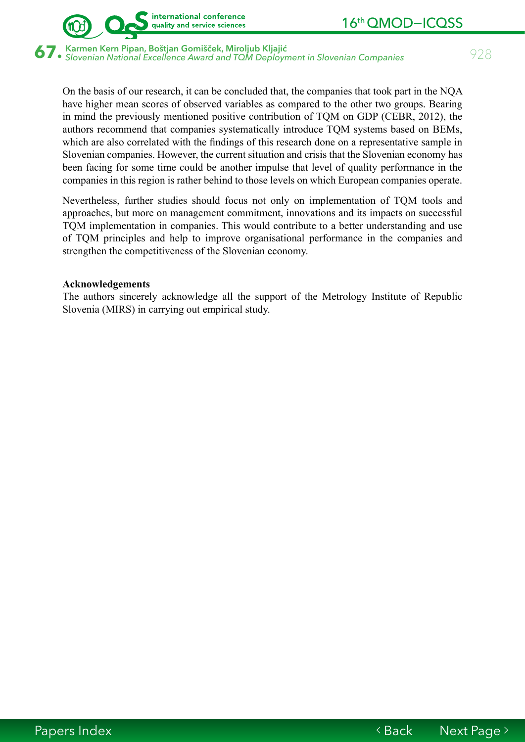On the basis of our research, it can be concluded that, the companies that took part in the NQA have higher mean scores of observed variables as compared to the other two groups. Bearing in mind the previously mentioned positive contribution of TQM on GDP (CEBR, 2012), the authors recommend that companies systematically introduce TQM systems based on BEMs, which are also correlated with the findings of this research done on a representative sample in Slovenian companies. However, the current situation and crisis that the Slovenian economy has been facing for some time could be another impulse that level of quality performance in the companies in this region is rather behind to those levels on which European companies operate.

Nevertheless, further studies should focus not only on implementation of TQM tools and approaches, but more on management commitment, innovations and its impacts on successful TQM implementation in companies. This would contribute to a better understanding and use of TQM principles and help to improve organisational performance in the companies and strengthen the competitiveness of the Slovenian economy.

**Acknowledgements**

The authors sincerely acknowledge all the support of the Metrology Institute of Republic Slovenia (MIRS) in carrying out empirical study.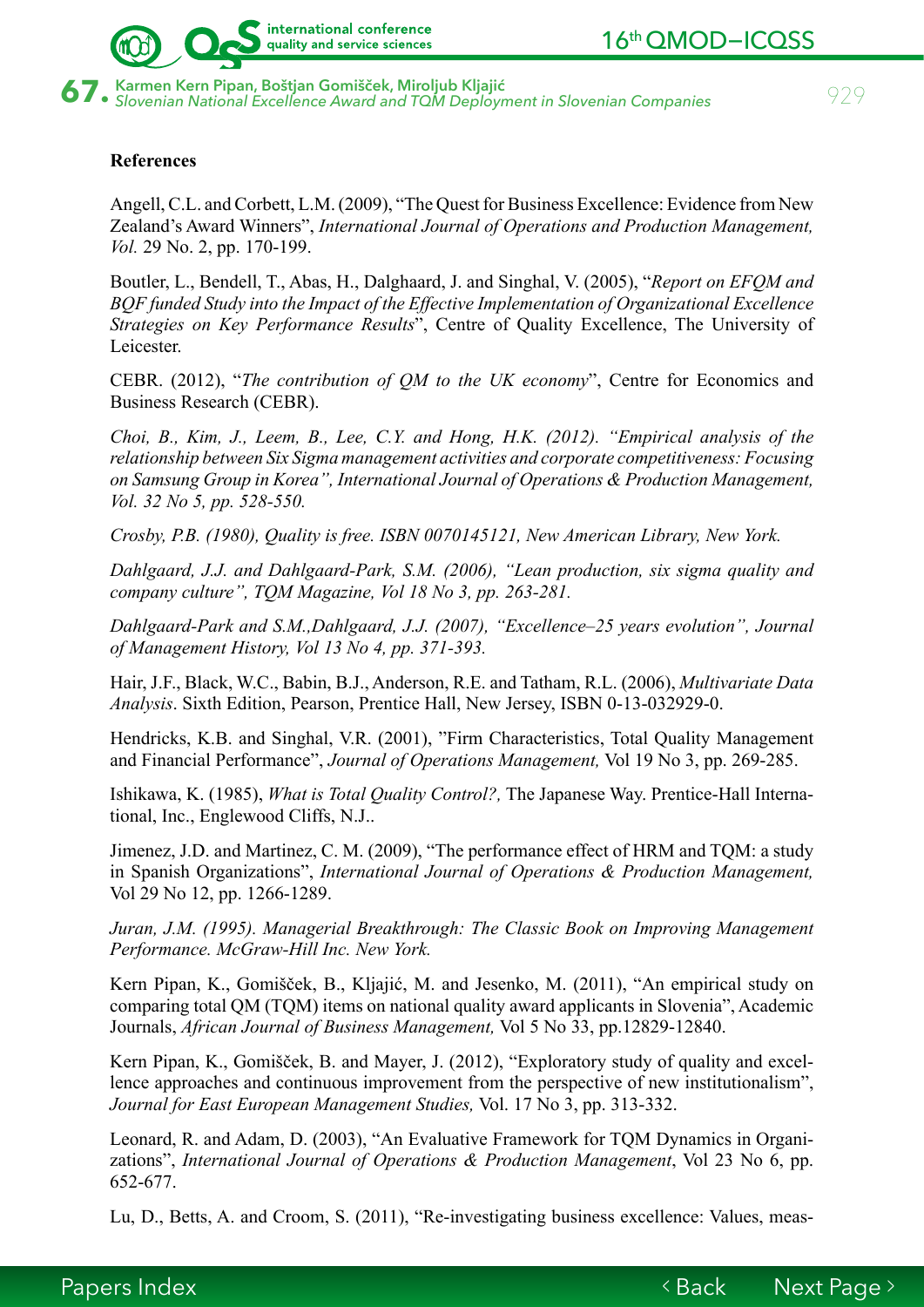**References**

Angell, C.L. and Corbett, L.M. (2009), "The Quest for Business Excellence: Evidence from New Zealand's Award Winners", *International Journal of Operations and Production Management, Vol.* 29 No. 2, pp. 170-199.

Boutler, L., Bendell, T., Abas, H., Dalghaard, J. and Singhal, V. (2005), "*Report on EFQM and BQF funded Study into the Impact of the Effective Implementation of Organizational Excellence Strategies on Key Performance Results*", Centre of Quality Excellence, The University of Leicester.

CEBR. (2012), "*The contribution of QM to the UK economy*", Centre for Economics and Business Research (CEBR).

*Choi, B., Kim, J., Leem, B., Lee, C.Y. and Hong, H.K. (2012). "Empirical analysis of the relationship between Six Sigma management activities and corporate competitiveness: Focusing on Samsung Group in Korea", International Journal of Operations & Production Management, Vol. 32 No 5, pp. 528-550.*

*Crosby, P.B. (1980), Quality is free. ISBN 0070145121, New American Library, New York.*

*Dahlgaard, J.J. and Dahlgaard-Park, S.M. (2006), "Lean production, six sigma quality and company culture", TQM Magazine, Vol 18 No 3, pp. 263-281.*

*Dahlgaard-Park and S.M.,Dahlgaard, J.J. (2007), "Excellence–25 years evolution", Journal of Management History, Vol 13 No 4, pp. 371-393.*

Hair, J.F., Black, W.C., Babin, B.J., Anderson, R.E. and Tatham, R.L. (2006), *Multivariate Data Analysis*. Sixth Edition, Pearson, Prentice Hall, New Jersey, ISBN 0-13-032929-0.

Hendricks, K.B. and Singhal, V.R. (2001), "Firm Characteristics, Total Quality Management and Financial Performance", *Journal of Operations Management,* Vol 19 No 3, pp. 269-285.

Ishikawa, K. (1985), *What is Total Quality Control?,* The Japanese Way. Prentice-Hall International, Inc., Englewood Cliffs, N.J..

Jimenez, J.D. and Martinez, C. M. (2009), "The performance effect of HRM and TQM: a study in Spanish Organizations", *International Journal of Operations & Production Management,* Vol 29 No 12, pp. 1266-1289.

*Juran, J.M. (1995). Managerial Breakthrough: The Classic Book on Improving Management Performance. McGraw-Hill Inc. New York.*

Kern Pipan, K., Gomišček, B., Kljajić, M. and Jesenko, M. (2011), "An empirical study on comparing total QM (TQM) items on national quality award applicants in Slovenia", Academic Journals, *African Journal of Business Management,* Vol 5 No 33, pp.12829-12840.

Kern Pipan, K., Gomišček, B. and Mayer, J. (2012), "Exploratory study of quality and excellence approaches and continuous improvement from the perspective of new institutionalism", *Journal for East European Management Studies,* Vol. 17 No 3, pp. 313-332.

Leonard, R. and Adam, D. (2003), "An Evaluative Framework for TQM Dynamics in Organizations", *International Journal of Operations & Production Management*, Vol 23 No 6, pp. 652-677.

Lu, D., Betts, A. and Croom, S. (2011), "Re-investigating business excellence: Values, meas-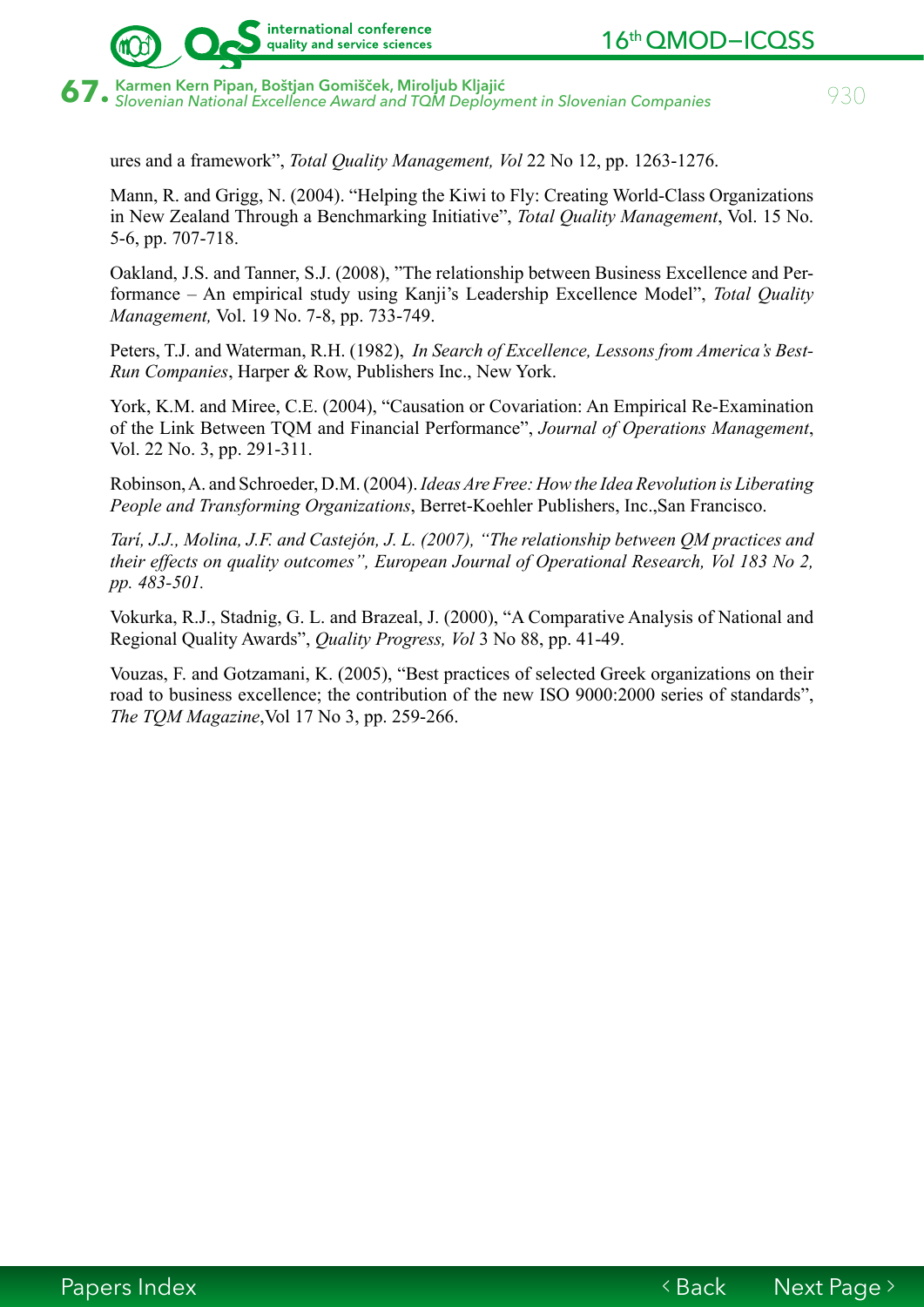ures and a framework", *Total Quality Management, Vol* 22 No 12, pp. 1263-1276.

Mann, R. and Grigg, N. (2004). "Helping the Kiwi to Fly: Creating World-Class Organizations in New Zealand Through a Benchmarking Initiative", *Total Quality Management*, Vol. 15 No. 5-6, pp. 707-718.

Oakland, J.S. and Tanner, S.J. (2008), "The relationship between Business Excellence and Performance – An empirical study using Kanji's Leadership Excellence Model", *Total Quality Management,* Vol. 19 No. 7-8, pp. 733-749.

Peters, T.J. and Waterman, R.H. (1982), *In Search of Excellence, Lessons from America's Best-Run Companies*, Harper & Row, Publishers Inc., New York.

York, K.M. and Miree, C.E. (2004), "Causation or Covariation: An Empirical Re-Examination of the Link Between TQM and Financial Performance", *Journal of Operations Management*, Vol. 22 No. 3, pp. 291-311.

Robinson, A. and Schroeder, D.M. (2004). *Ideas Are Free: How the Idea Revolution is Liberating People and Transforming Organizations*, Berret-Koehler Publishers, Inc.,San Francisco.

*Tarí, J.J., Molina, J.F. and Castejón, J. L. (2007), "The relationship between QM practices and their effects on quality outcomes", European Journal of Operational Research, Vol 183 No 2, pp. 483-501.*

Vokurka, R.J., Stadnig, G. L. and Brazeal, J. (2000), "A Comparative Analysis of National and Regional Quality Awards", *Quality Progress, Vol* 3 No 88, pp. 41-49.

Vouzas, F. and Gotzamani, K. (2005), "Best practices of selected Greek organizations on their road to business excellence; the contribution of the new ISO 9000:2000 series of standards", *The TQM Magazine*,Vol 17 No 3, pp. 259-266.